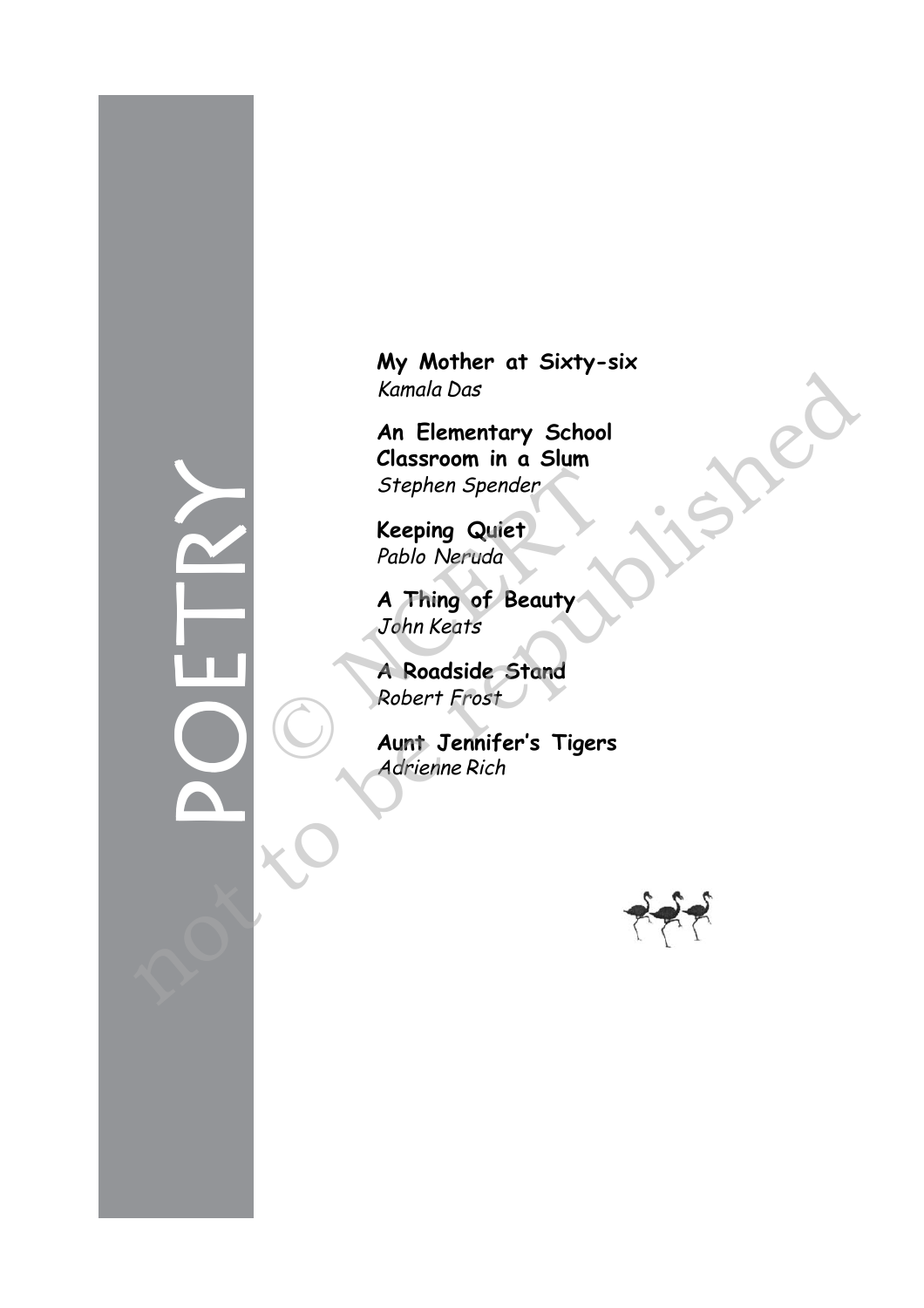# POETRY

**My Mother at Sixty-six**
*Kamala Das*

**An Elementary School Classroom in a Slum**
*Stephen Spender*

**Keeping Quiet**
*Pablo Neruda*

**A Thing of Beauty**
*John Keats*

**A Roadside Stand**
*Robert Frost*

**Aunt Jennifer's Tigers**
*Adrienne Rich*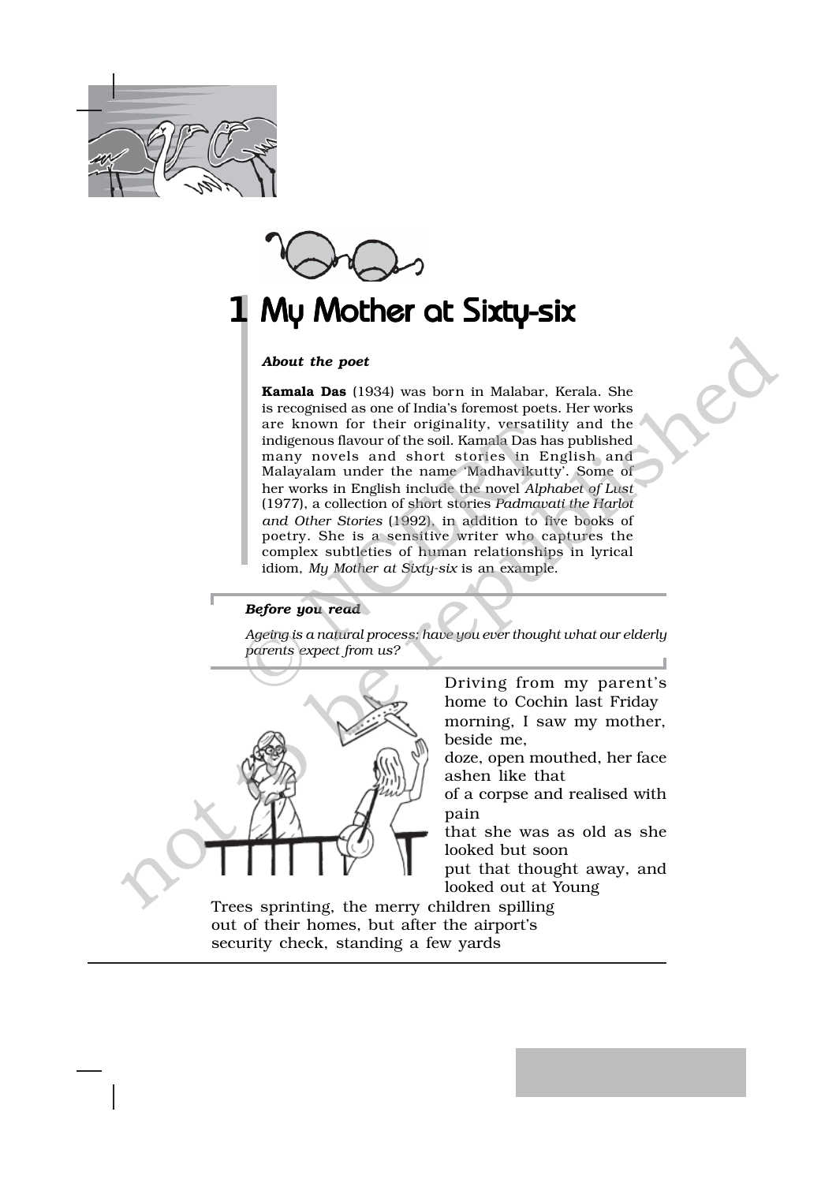# 1 My Mother at Sixty-six

***About the poet***

**Kamala Das** (1934) was born in Malabar, Kerala. She is recognised as one of India's foremost poets. Her works are known for their originality, versatility and the indigenous flavour of the soil. Kamala Das has published many novels and short stories in English and Malayalam under the name 'Madhavikutty'. Some of her works in English include the novel *Alphabet of Lust* (1977), a collection of short stories *Padmavati the Harlot and Other Stories* (1992), in addition to five books of poetry. She is a sensitive writer who captures the complex subtleties of human relationships in lyrical idiom, *My Mother at Sixty-six* is an example.

***Before you read***

*Ageing is a natural process; have you ever thought what our elderly parents expect from us?*

Driving from my parent's home to Cochin last Friday
morning, I saw my mother, beside me,
doze, open mouthed, her face ashen like that
of a corpse and realised with pain
that she was as old as she looked but soon
put that thought away, and looked out at Young
Trees sprinting, the merry children spilling
out of their homes, but after the airport's
security check, standing a few yards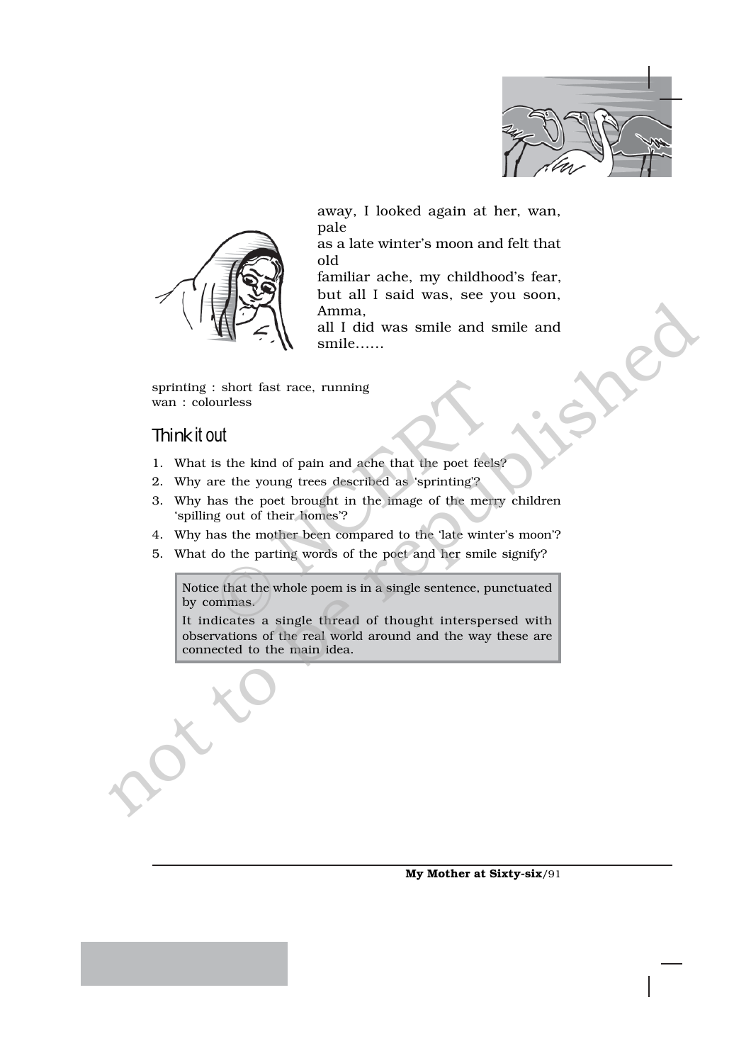away, I looked again at her, wan, pale
as a late winter's moon and felt that old
familiar ache, my childhood's fear,
but all I said was, see you soon, Amma,
all I did was smile and smile and smile……

sprinting : short fast race, running
wan : colourless

## Think it out

1. What is the kind of pain and ache that the poet feels?
2. Why are the young trees described as 'sprinting'?
3. Why has the poet brought in the image of the merry children 'spilling out of their homes'?
4. Why has the mother been compared to the 'late winter's moon'?
5. What do the parting words of the poet and her smile signify?

> Notice that the whole poem is in a single sentence, punctuated by commas.
>
> It indicates a single thread of thought interspersed with observations of the real world around and the way these are connected to the main idea.